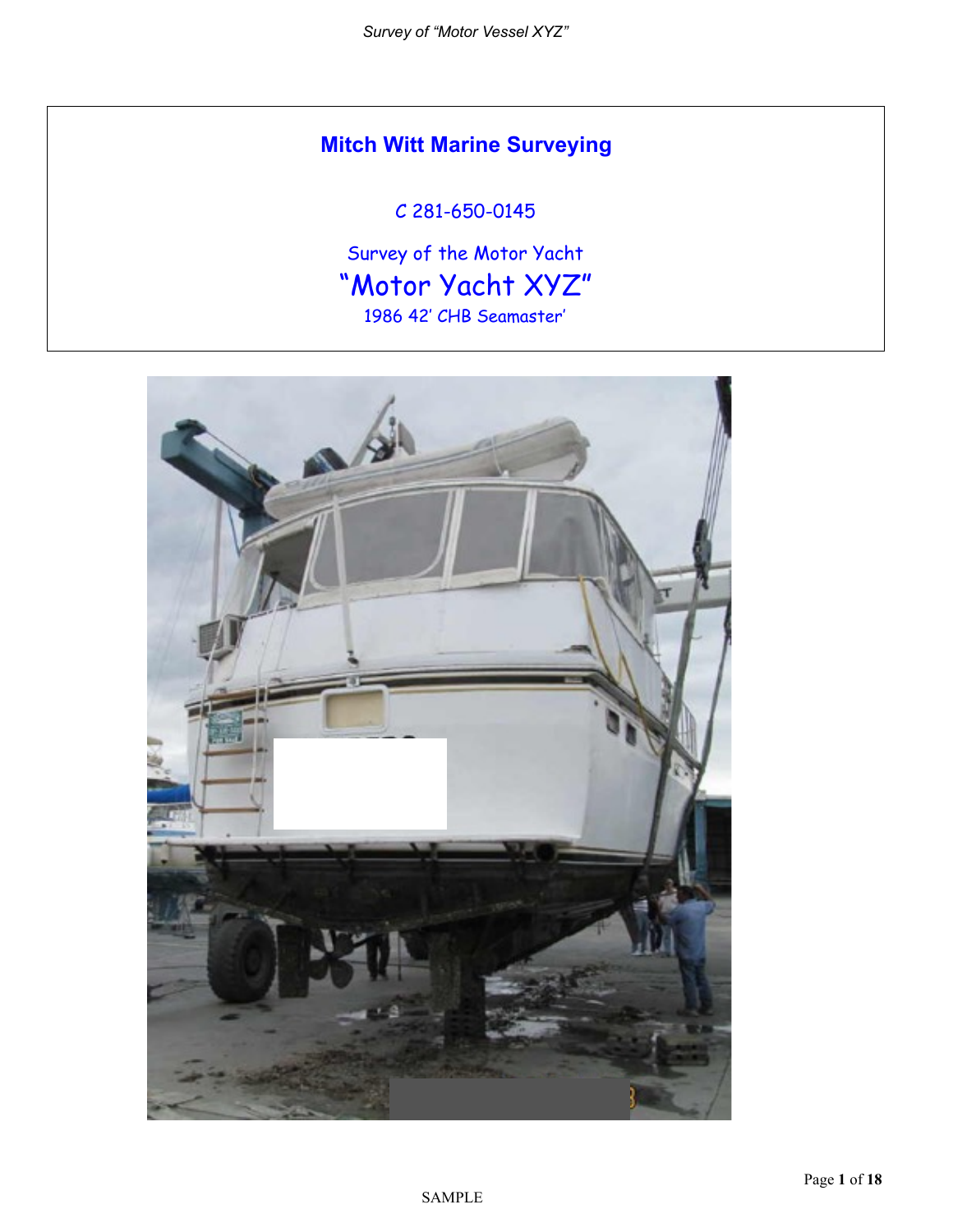# Mitch Witt Marine Surveying

C 281-650-0145

Survey of the Motor Yacht

## "Motor Yacht XYZ"

1986 42' CHB Seamaster'

SAMPLE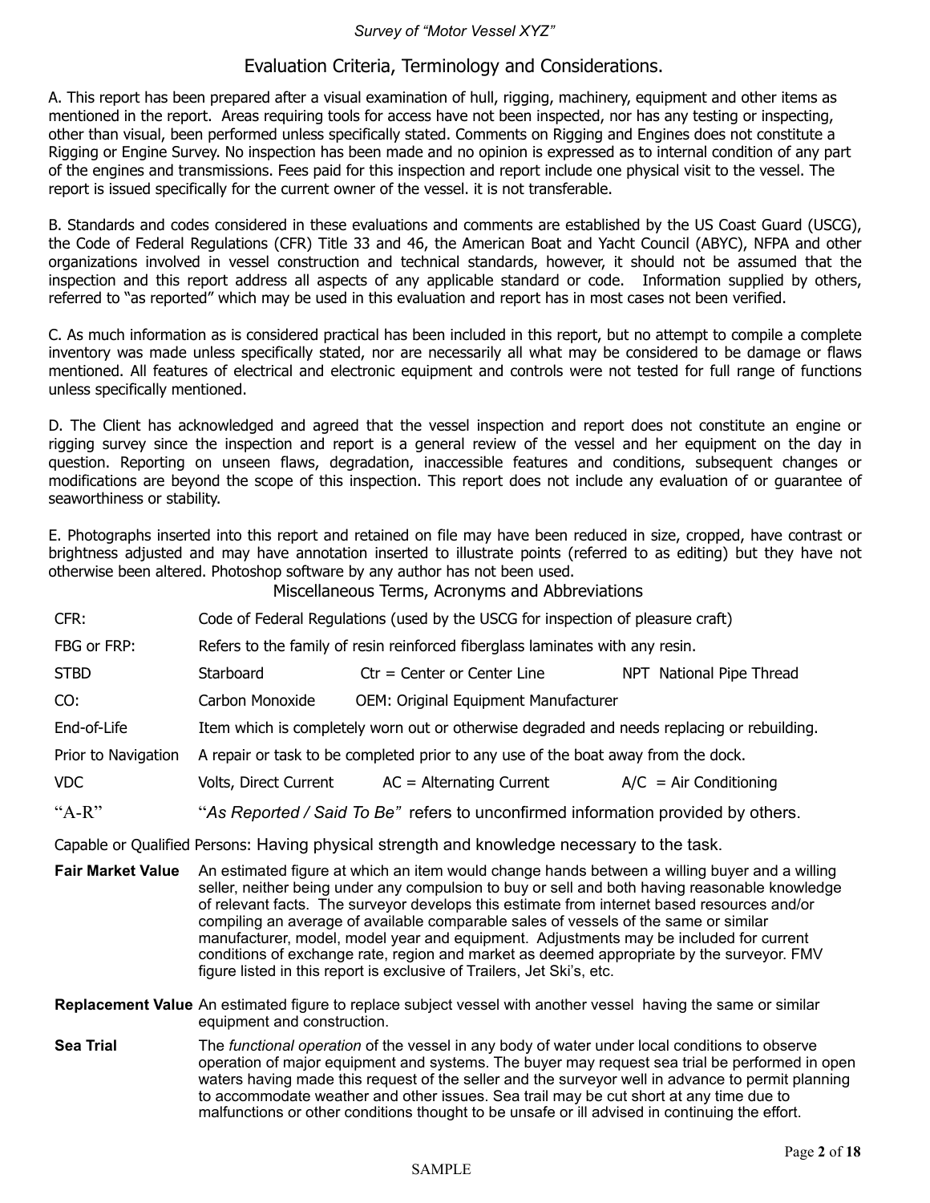## Evaluation Criteria, Terminology and Considerations.

A. This report has been prepared after a visual examination of hull, rigging, machinery, equipment and other items as mentioned in the report. Areas requiring tools for access have not been inspected, nor has any testing or inspecting, other than visual, been performed unless specifically stated. Comments on Rigging and Engines does not constitute a Rigging or Engine Survey. No inspection has been made and no opinion is expressed as to internal condition of any part of the engines and transmissions. Fees paid for this inspection and report include one physical visit to the vessel. The report is issued specifically for the current owner of the vessel. it is not transferable.

B. Standards and codes considered in these evaluations and comments are established by the US Coast Guard (USCG), the Code of Federal Regulations (CFR) Title 33 and 46, the American Boat and Yacht Council (ABYC), NFPA and other organizations involved in vessel construction and technical standards, however, it should not be assumed that the inspection and this report address all aspects of any applicable standard or code. Information supplied by others, referred to "as reported" which may be used in this evaluation and report has in most cases not been verified.

C. As much information as is considered practical has been included in this report, but no attempt to compile a complete inventory was made unless specifically stated, nor are necessarily all what may be considered to be damage or flaws mentioned. All features of electrical and electronic equipment and controls were not tested for full range of functions unless specifically mentioned.

D. The Client has acknowledged and agreed that the vessel inspection and report does not constitute an engine or rigging survey since the inspection and report is a general review of the vessel and her equipment on the day in question. Reporting on unseen flaws, degradation, inaccessible features and conditions, subsequent changes or modifications are beyond the scope of this inspection. This report does not include any evaluation of or guarantee of seaworthiness or stability.

E. Photographs inserted into this report and retained on file may have been reduced in size, cropped, have contrast or brightness adjusted and may have annotation inserted to illustrate points (referred to as editing) but they have not otherwise been altered. Photoshop software by any author has not been used.

### Miscellaneous Terms, Acronyms and Abbreviations

| | | | |
|---|---|---|---|
| CFR: | Code of Federal Regulations (used by the USCG for inspection of pleasure craft) | | |
| FBG or FRP: | Refers to the family of resin reinforced fiberglass laminates with any resin. | | |
| STBD | Starboard | Ctr = Center or Center Line | NPT National Pipe Thread |
| CO: | Carbon Monoxide | OEM: Original Equipment Manufacturer | |
| End-of-Life | Item which is completely worn out or otherwise degraded and needs replacing or rebuilding. | | |
| Prior to Navigation | A repair or task to be completed prior to any use of the boat away from the dock. | | |
| VDC | Volts, Direct Current | AC = Alternating Current | A/C = Air Conditioning |
| "A-R" | "*As Reported / Said To Be*" refers to unconfirmed information provided by others. | | |

Capable or Qualified Persons: Having physical strength and knowledge necessary to the task.

**Fair Market Value** An estimated figure at which an item would change hands between a willing buyer and a willing seller, neither being under any compulsion to buy or sell and both having reasonable knowledge of relevant facts. The surveyor develops this estimate from internet based resources and/or compiling an average of available comparable sales of vessels of the same or similar manufacturer, model, model year and equipment. Adjustments may be included for current conditions of exchange rate, region and market as deemed appropriate by the surveyor. FMV figure listed in this report is exclusive of Trailers, Jet Ski's, etc.

**Replacement Value** An estimated figure to replace subject vessel with another vessel having the same or similar equipment and construction.

**Sea Trial** The *functional operation* of the vessel in any body of water under local conditions to observe operation of major equipment and systems. The buyer may request sea trial be performed in open waters having made this request of the seller and the surveyor well in advance to permit planning to accommodate weather and other issues. Sea trail may be cut short at any time due to malfunctions or other conditions thought to be unsafe or ill advised in continuing the effort.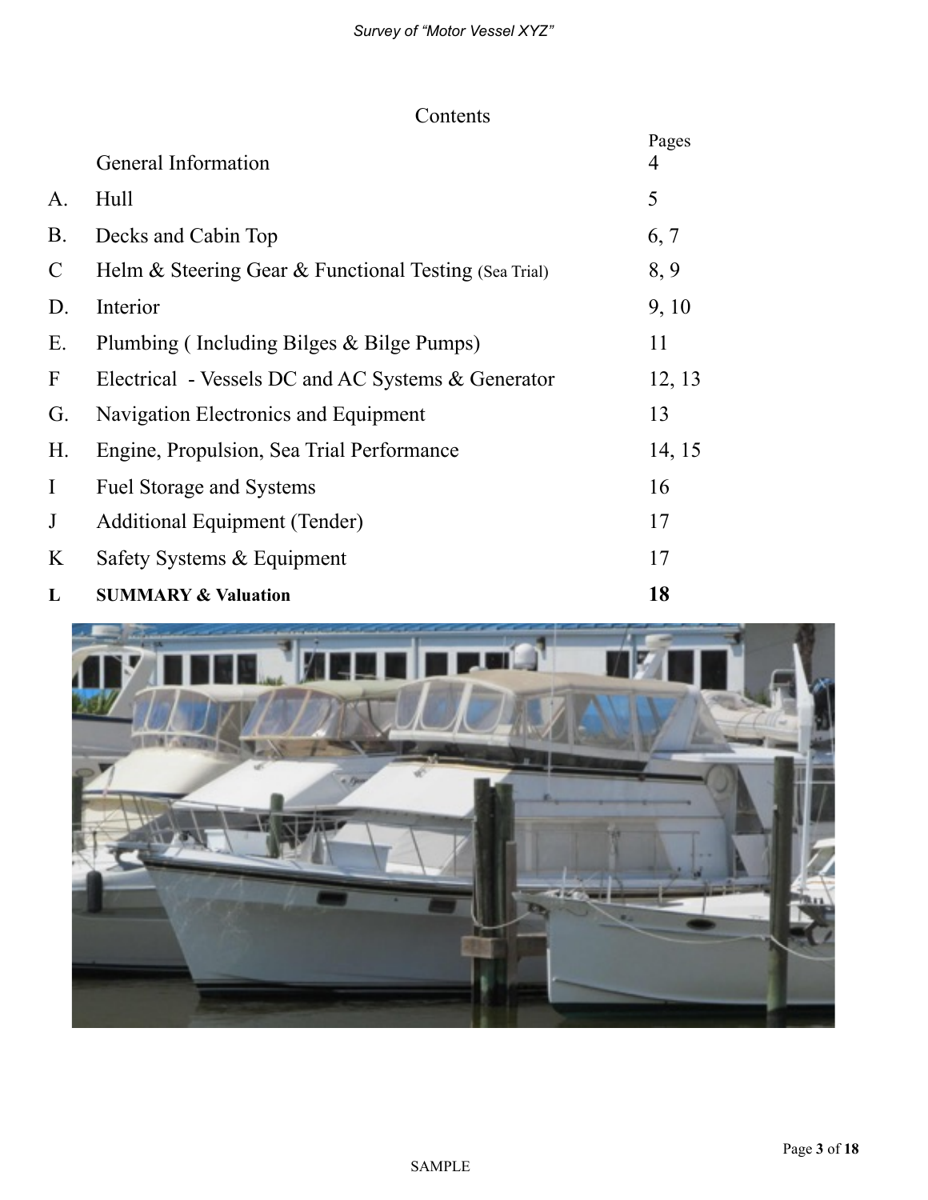# Contents

| | | Pages |
|---|---|---|
| | General Information | 4 |
| A. | Hull | 5 |
| B. | Decks and Cabin Top | 6, 7 |
| C | Helm & Steering Gear & Functional Testing (Sea Trial) | 8, 9 |
| D. | Interior | 9, 10 |
| E. | Plumbing ( Including Bilges & Bilge Pumps) | 11 |
| F | Electrical - Vessels DC and AC Systems & Generator | 12, 13 |
| G. | Navigation Electronics and Equipment | 13 |
| H. | Engine, Propulsion, Sea Trial Performance | 14, 15 |
| I | Fuel Storage and Systems | 16 |
| J | Additional Equipment (Tender) | 17 |
| K | Safety Systems & Equipment | 17 |
| **L** | **SUMMARY & Valuation** | **18** |

SAMPLE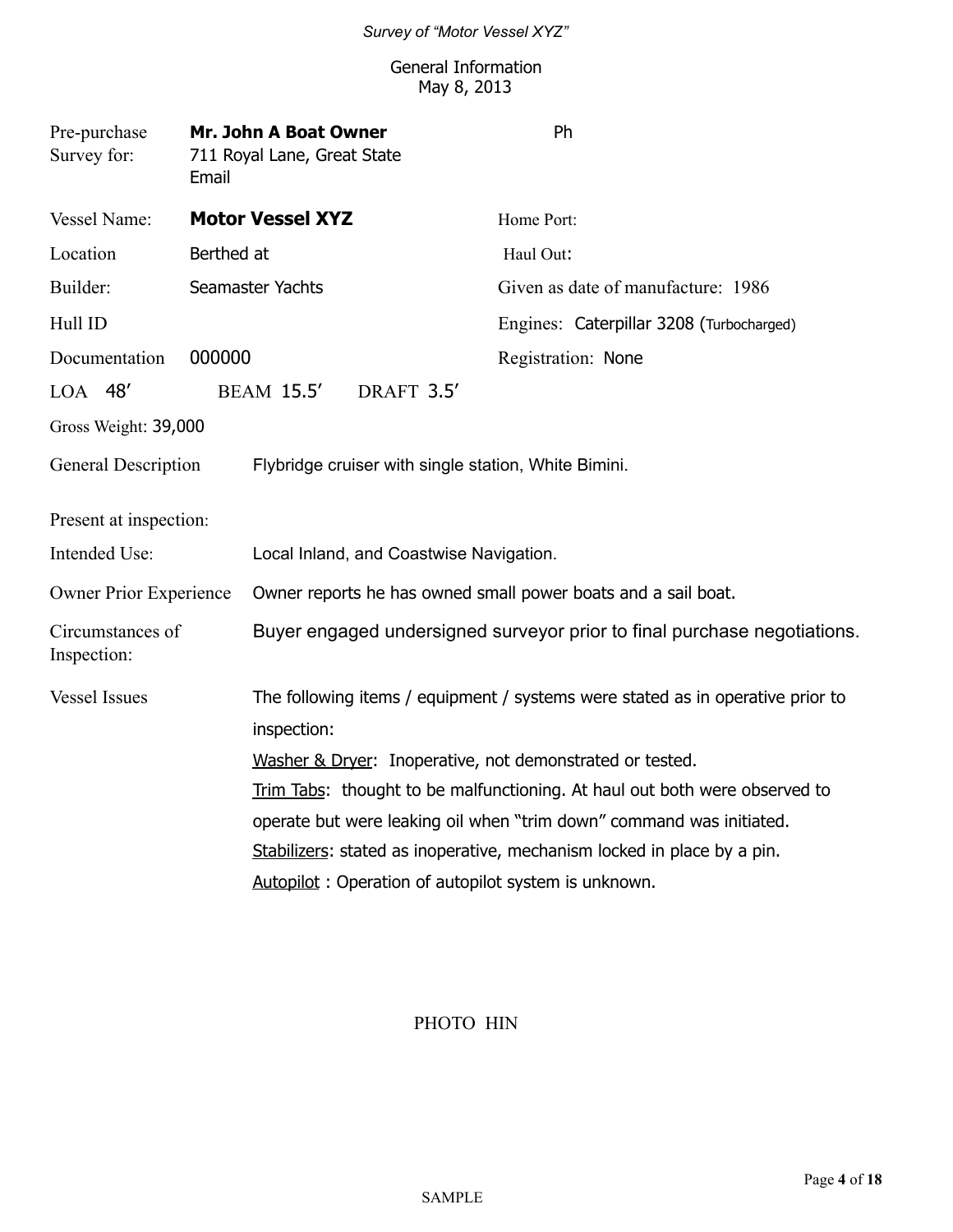## General Information

May 8, 2013

| | | |
|---|---|---|
| Pre-purchase Survey for: | **Mr. John A Boat Owner**<br>711 Royal Lane, Great State<br>Email | Ph |
| Vessel Name: | **Motor Vessel XYZ** | Home Port: |
| Location | Berthed at | Haul Out: |
| Builder: | Seamaster Yachts | Given as date of manufacture: 1986 |
| Hull ID | | Engines: Caterpillar 3208 (Turbocharged) |
| Documentation | 000000 | Registration: None |

LOA 48′ BEAM 15.5′ DRAFT 3.5′

Gross Weight: 39,000

**General Description** Flybridge cruiser with single station, White Bimini.

**Present at inspection:**

**Intended Use:** Local Inland, and Coastwise Navigation.

**Owner Prior Experience** Owner reports he has owned small power boats and a sail boat.

**Circumstances of Inspection:** Buyer engaged undersigned surveyor prior to final purchase negotiations.

**Vessel Issues** The following items / equipment / systems were stated as in operative prior to inspection:

Washer & Dryer: Inoperative, not demonstrated or tested.

Trim Tabs: thought to be malfunctioning. At haul out both were observed to operate but were leaking oil when "trim down" command was initiated.

Stabilizers: stated as inoperative, mechanism locked in place by a pin.

Autopilot : Operation of autopilot system is unknown.

PHOTO HIN

SAMPLE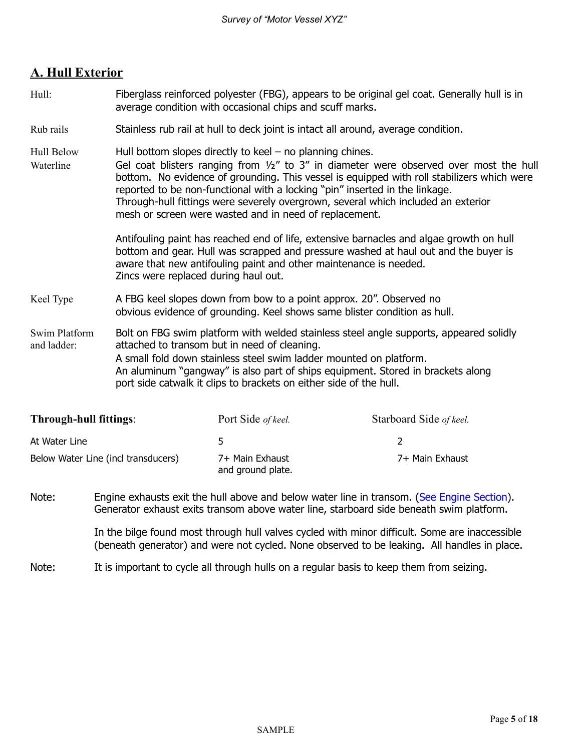## A. Hull Exterior

| | |
|---|---|
| Hull: | Fiberglass reinforced polyester (FBG), appears to be original gel coat. Generally hull is in average condition with occasional chips and scuff marks. |
| Rub rails | Stainless rub rail at hull to deck joint is intact all around, average condition. |
| Hull Below Waterline | Hull bottom slopes directly to keel – no planning chines. Gel coat blisters ranging from ½" to 3" in diameter were observed over most the hull bottom. No evidence of grounding. This vessel is equipped with roll stabilizers which were reported to be non-functional with a locking "pin" inserted in the linkage. Through-hull fittings were severely overgrown, several which included an exterior mesh or screen were wasted and in need of replacement.<br><br>Antifouling paint has reached end of life, extensive barnacles and algae growth on hull bottom and gear. Hull was scrapped and pressure washed at haul out and the buyer is aware that new antifouling paint and other maintenance is needed. Zincs were replaced during haul out. |
| Keel Type | A FBG keel slopes down from bow to a point approx. 20". Observed no obvious evidence of grounding. Keel shows same blister condition as hull. |
| Swim Platform and ladder: | Bolt on FBG swim platform with welded stainless steel angle supports, appeared solidly attached to transom but in need of cleaning. A small fold down stainless steel swim ladder mounted on platform. An aluminum "gangway" is also part of ships equipment. Stored in brackets along port side catwalk it clips to brackets on either side of the hull. |

| **Through-hull fittings**: | Port Side *of keel.* | Starboard Side *of keel.* |
|---|---|---|
| At Water Line | 5 | 2 |
| Below Water Line (incl transducers) | 7+ Main Exhaust and ground plate. | 7+ Main Exhaust |

Note: Engine exhausts exit the hull above and below water line in transom. (See Engine Section). Generator exhaust exits transom above water line, starboard side beneath swim platform.

In the bilge found most through hull valves cycled with minor difficult. Some are inaccessible (beneath generator) and were not cycled. None observed to be leaking. All handles in place.

Note: It is important to cycle all through hulls on a regular basis to keep them from seizing.

SAMPLE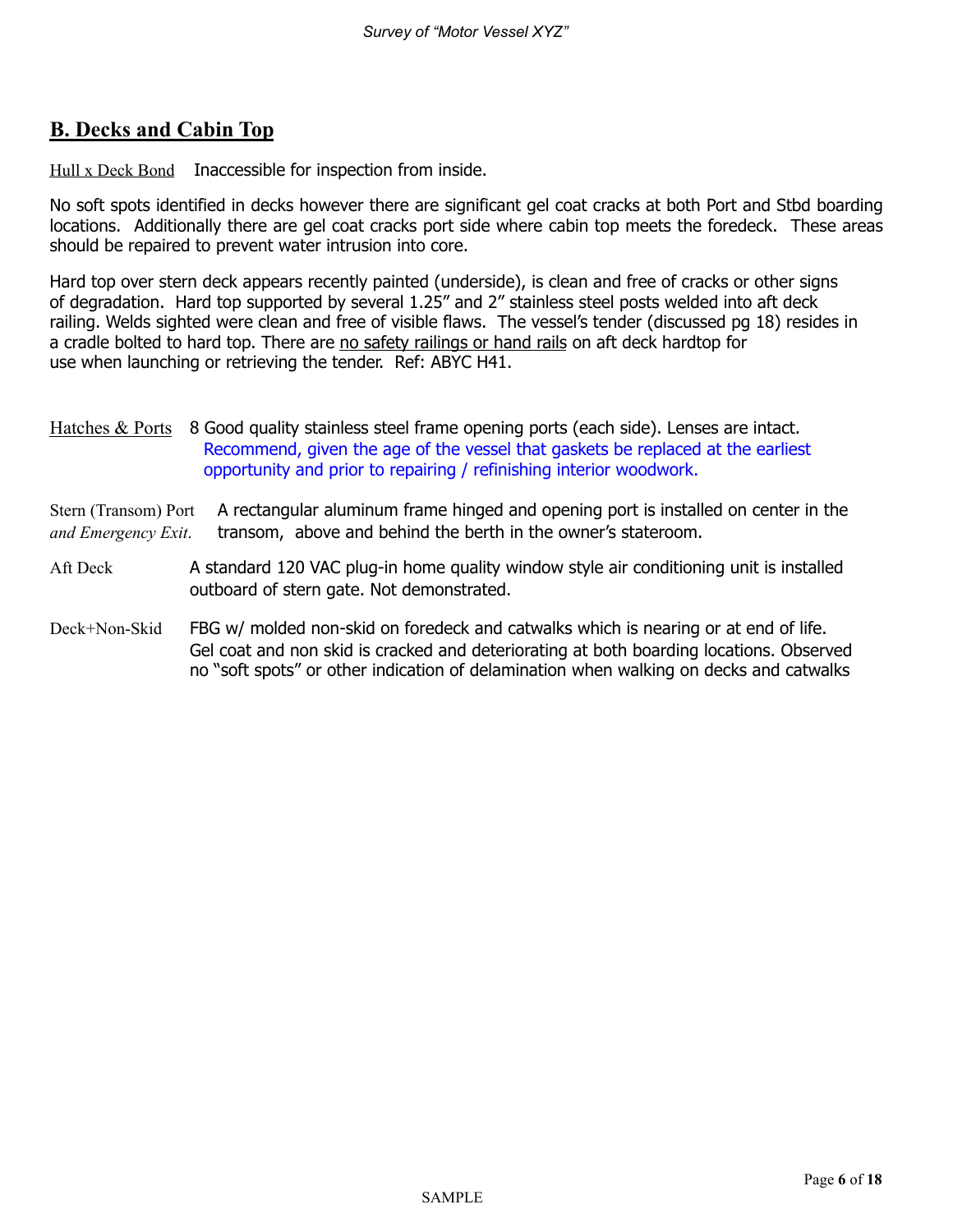## B. Decks and Cabin Top

Hull x Deck Bond    Inaccessible for inspection from inside.

No soft spots identified in decks however there are significant gel coat cracks at both Port and Stbd boarding locations. Additionally there are gel coat cracks port side where cabin top meets the foredeck. These areas should be repaired to prevent water intrusion into core.

Hard top over stern deck appears recently painted (underside), is clean and free of cracks or other signs of degradation. Hard top supported by several 1.25" and 2" stainless steel posts welded into aft deck railing. Welds sighted were clean and free of visible flaws. The vessel's tender (discussed pg 18) resides in a cradle bolted to hard top. There are no safety railings or hand rails on aft deck hardtop for use when launching or retrieving the tender. Ref: ABYC H41.

Hatches & Ports    8 Good quality stainless steel frame opening ports (each side). Lenses are intact. Recommend, given the age of the vessel that gaskets be replaced at the earliest opportunity and prior to repairing / refinishing interior woodwork.

Stern (Transom) Port *and Emergency Exit.*    A rectangular aluminum frame hinged and opening port is installed on center in the transom, above and behind the berth in the owner's stateroom.

Aft Deck    A standard 120 VAC plug-in home quality window style air conditioning unit is installed outboard of stern gate. Not demonstrated.

Deck+Non-Skid    FBG w/ molded non-skid on foredeck and catwalks which is nearing or at end of life. Gel coat and non skid is cracked and deteriorating at both boarding locations. Observed no "soft spots" or other indication of delamination when walking on decks and catwalks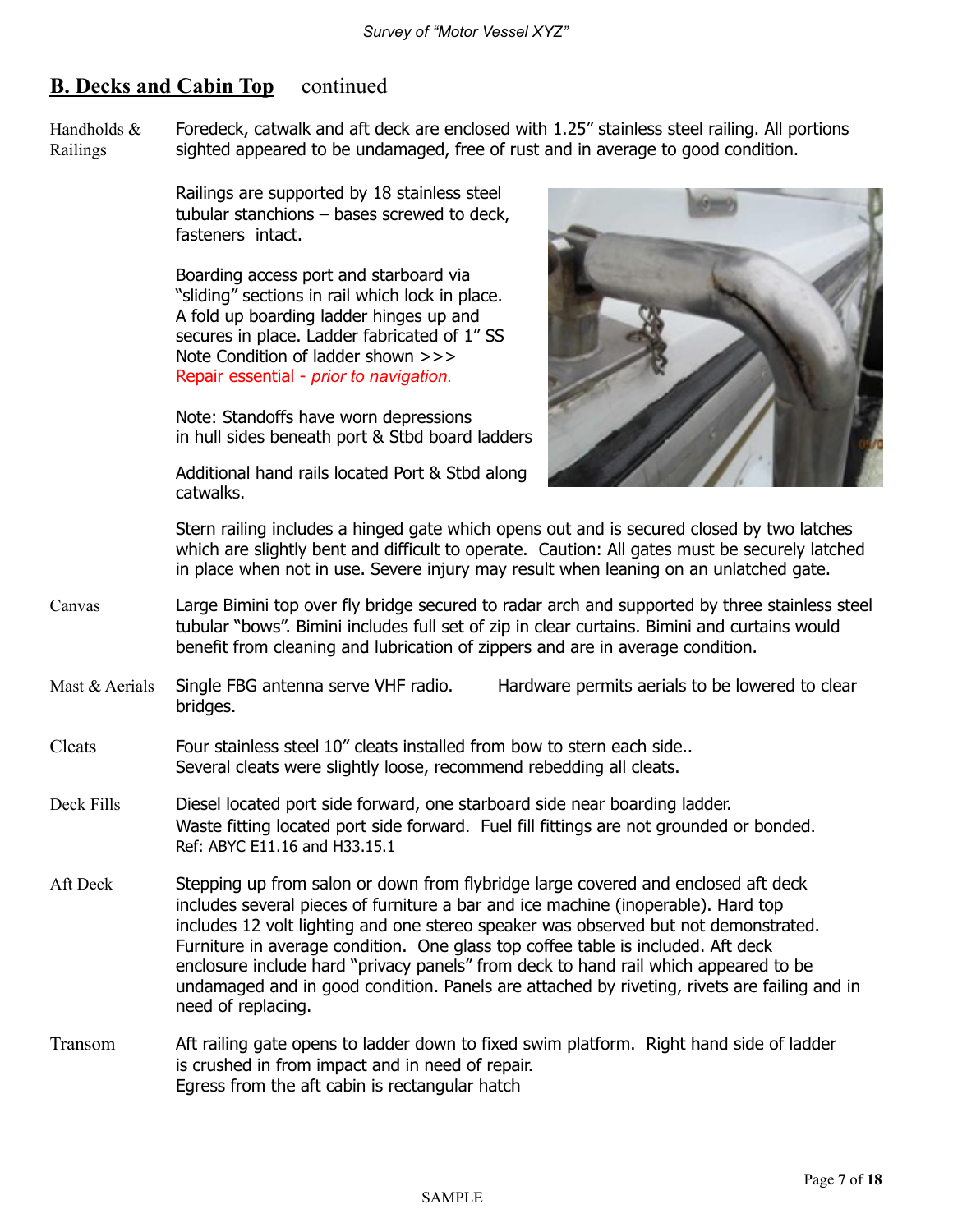## B. Decks and Cabin Top continued

**Handholds & Railings**

Foredeck, catwalk and aft deck are enclosed with 1.25” stainless steel railing. All portions sighted appeared to be undamaged, free of rust and in average to good condition.

Railings are supported by 18 stainless steel tubular stanchions – bases screwed to deck, fasteners intact.

Boarding access port and starboard via “sliding” sections in rail which lock in place. A fold up boarding ladder hinges up and secures in place. Ladder fabricated of 1” SS Note Condition of ladder shown >>>
Repair essential - *prior to navigation.*

Note: Standoffs have worn depressions in hull sides beneath port & Stbd board ladders

Additional hand rails located Port & Stbd along catwalks.

Stern railing includes a hinged gate which opens out and is secured closed by two latches which are slightly bent and difficult to operate. Caution: All gates must be securely latched in place when not in use. Severe injury may result when leaning on an unlatched gate.

**Canvas**

Large Bimini top over fly bridge secured to radar arch and supported by three stainless steel tubular “bows”. Bimini includes full set of zip in clear curtains. Bimini and curtains would benefit from cleaning and lubrication of zippers and are in average condition.

**Mast & Aerials**

Single FBG antenna serve VHF radio. Hardware permits aerials to be lowered to clear bridges.

**Cleats**

Four stainless steel 10” cleats installed from bow to stern each side..
Several cleats were slightly loose, recommend rebedding all cleats.

**Deck Fills**

Diesel located port side forward, one starboard side near boarding ladder.
Waste fitting located port side forward. Fuel fill fittings are not grounded or bonded.
Ref: ABYC E11.16 and H33.15.1

**Aft Deck**

Stepping up from salon or down from flybridge large covered and enclosed aft deck includes several pieces of furniture a bar and ice machine (inoperable). Hard top includes 12 volt lighting and one stereo speaker was observed but not demonstrated. Furniture in average condition. One glass top coffee table is included. Aft deck enclosure include hard “privacy panels” from deck to hand rail which appeared to be undamaged and in good condition. Panels are attached by riveting, rivets are failing and in need of replacing.

**Transom**

Aft railing gate opens to ladder down to fixed swim platform. Right hand side of ladder is crushed in from impact and in need of repair.
Egress from the aft cabin is rectangular hatch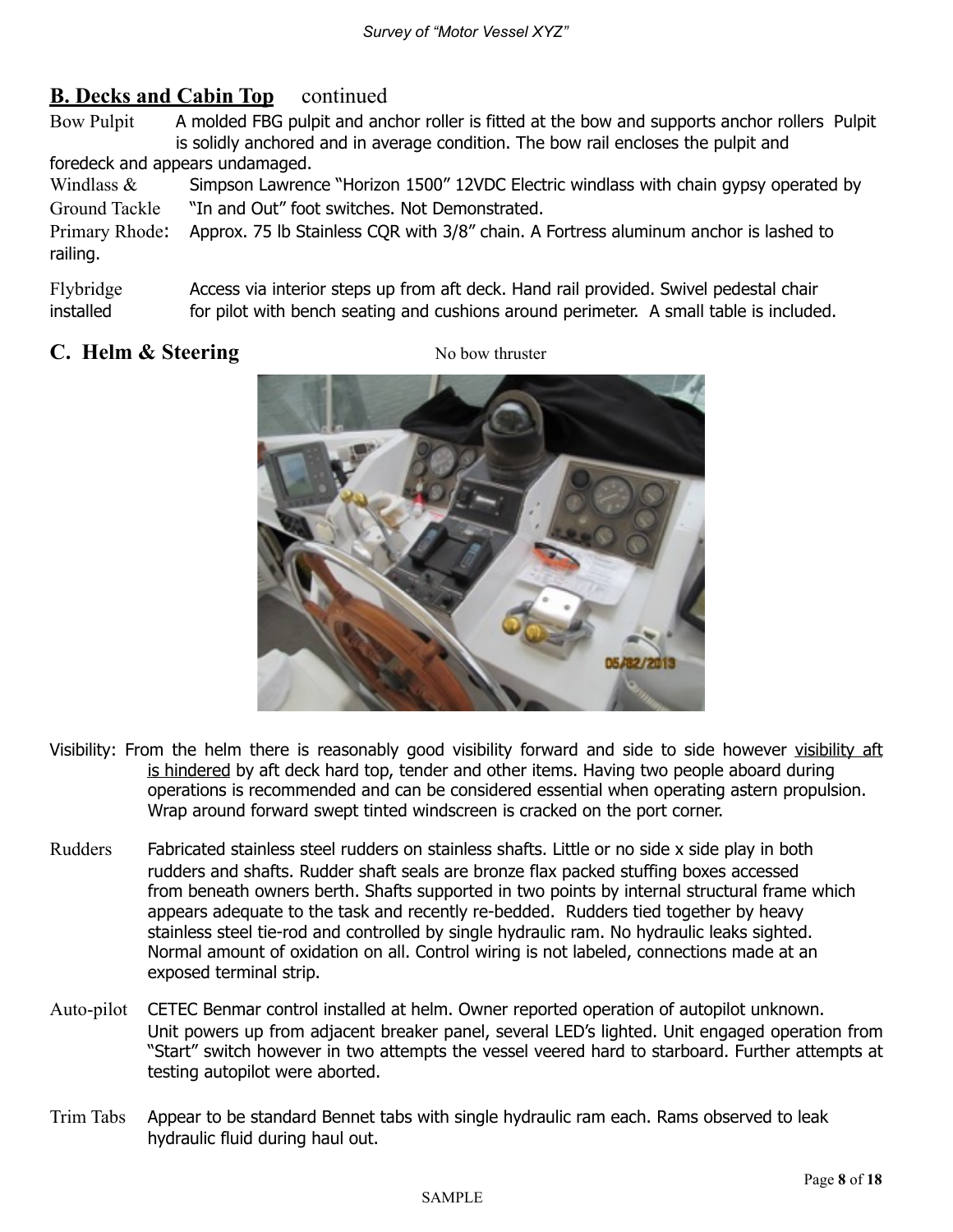## B. Decks and Cabin Top continued

Bow Pulpit A molded FBG pulpit and anchor roller is fitted at the bow and supports anchor rollers Pulpit is solidly anchored and in average condition. The bow rail encloses the pulpit and foredeck and appears undamaged.

Windlass & Ground Tackle Simpson Lawrence "Horizon 1500" 12VDC Electric windlass with chain gypsy operated by "In and Out" foot switches. Not Demonstrated.

Primary Rhode: Approx. 75 lb Stainless CQR with 3/8" chain. A Fortress aluminum anchor is lashed to railing.

Flybridge installed Access via interior steps up from aft deck. Hand rail provided. Swivel pedestal chair for pilot with bench seating and cushions around perimeter. A small table is included.

## C. Helm & Steering

No bow thruster

Visibility: From the helm there is reasonably good visibility forward and side to side however visibility aft is hindered by aft deck hard top, tender and other items. Having two people aboard during operations is recommended and can be considered essential when operating astern propulsion. Wrap around forward swept tinted windscreen is cracked on the port corner.

Rudders Fabricated stainless steel rudders on stainless shafts. Little or no side x side play in both rudders and shafts. Rudder shaft seals are bronze flax packed stuffing boxes accessed from beneath owners berth. Shafts supported in two points by internal structural frame which appears adequate to the task and recently re-bedded. Rudders tied together by heavy stainless steel tie-rod and controlled by single hydraulic ram. No hydraulic leaks sighted. Normal amount of oxidation on all. Control wiring is not labeled, connections made at an exposed terminal strip.

Auto-pilot CETEC Benmar control installed at helm. Owner reported operation of autopilot unknown. Unit powers up from adjacent breaker panel, several LED's lighted. Unit engaged operation from "Start" switch however in two attempts the vessel veered hard to starboard. Further attempts at testing autopilot were aborted.

Trim Tabs Appear to be standard Bennet tabs with single hydraulic ram each. Rams observed to leak hydraulic fluid during haul out.

SAMPLE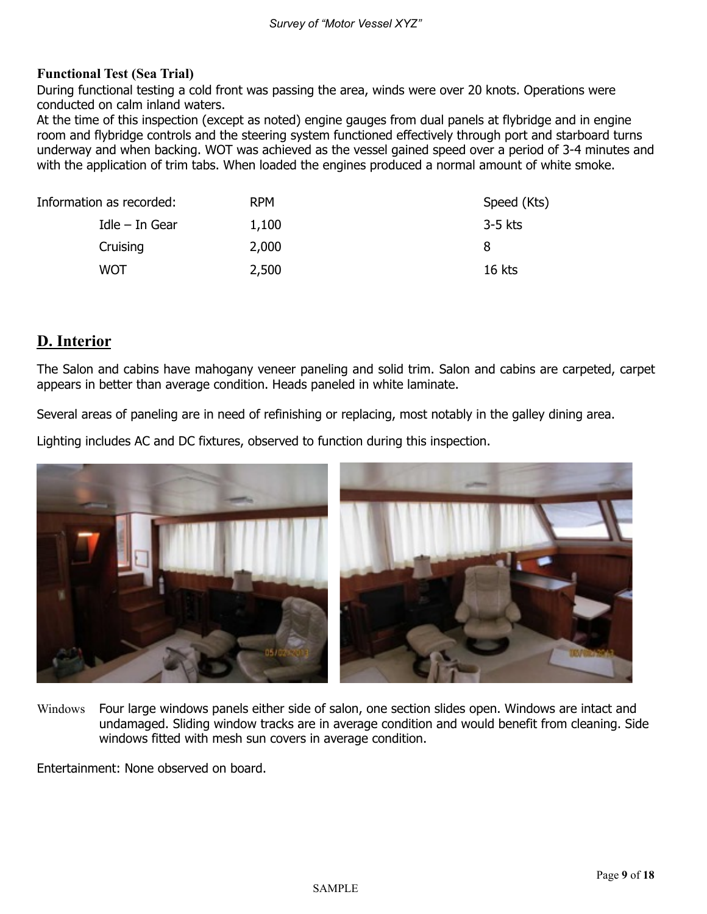**Functional Test (Sea Trial)**

During functional testing a cold front was passing the area, winds were over 20 knots. Operations were conducted on calm inland waters.

At the time of this inspection (except as noted) engine gauges from dual panels at flybridge and in engine room and flybridge controls and the steering system functioned effectively through port and starboard turns underway and when backing. WOT was achieved as the vessel gained speed over a period of 3-4 minutes and with the application of trim tabs. When loaded the engines produced a normal amount of white smoke.

| Information as recorded: | RPM | Speed (Kts) |
|---|---|---|
| Idle – In Gear | 1,100 | 3-5 kts |
| Cruising | 2,000 | 8 |
| WOT | 2,500 | 16 kts |

## D. Interior

The Salon and cabins have mahogany veneer paneling and solid trim. Salon and cabins are carpeted, carpet appears in better than average condition. Heads paneled in white laminate.

Several areas of paneling are in need of refinishing or replacing, most notably in the galley dining area.

Lighting includes AC and DC fixtures, observed to function during this inspection.

Windows Four large windows panels either side of salon, one section slides open. Windows are intact and undamaged. Sliding window tracks are in average condition and would benefit from cleaning. Side windows fitted with mesh sun covers in average condition.

Entertainment: None observed on board.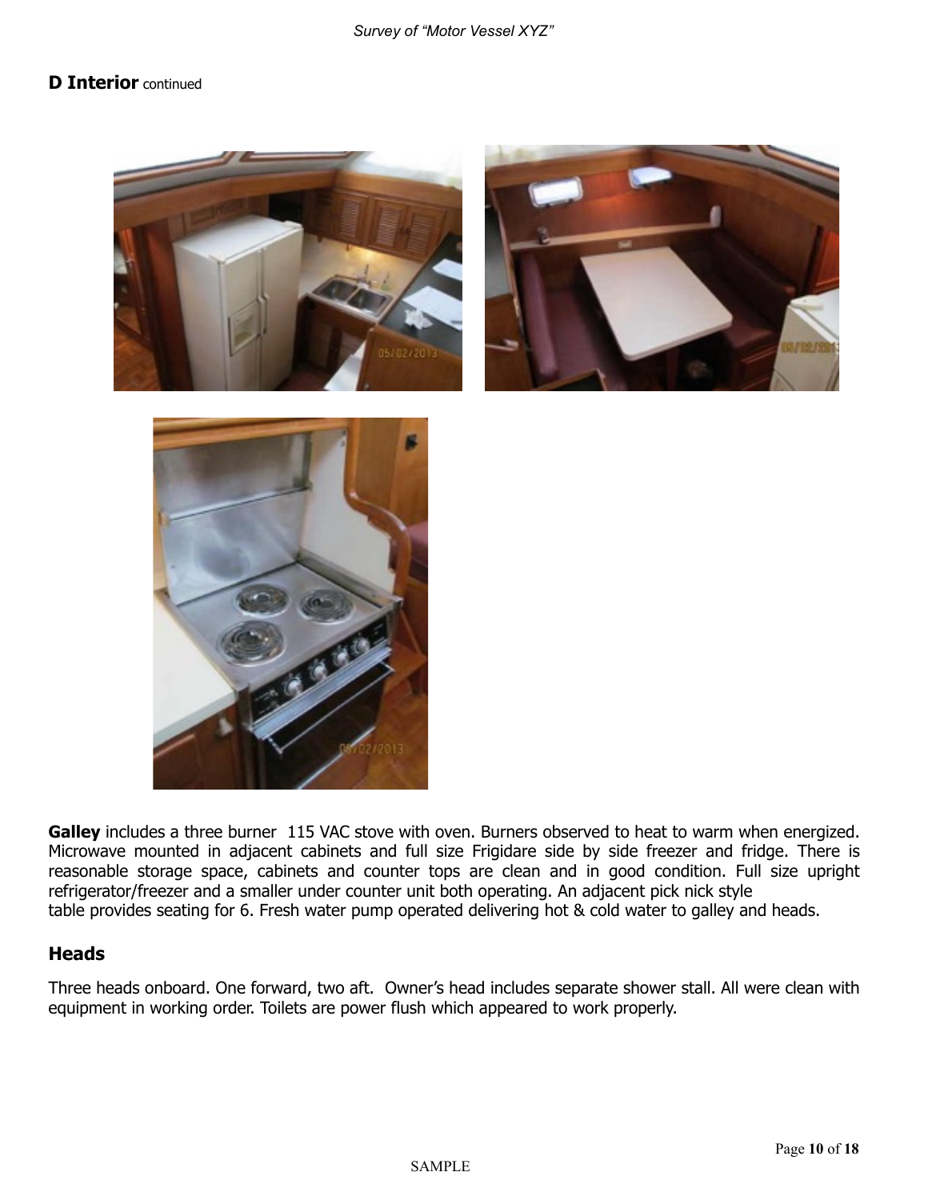## D Interior continued

**Galley** includes a three burner 115 VAC stove with oven. Burners observed to heat to warm when energized. Microwave mounted in adjacent cabinets and full size Frigidare side by side freezer and fridge. There is reasonable storage space, cabinets and counter tops are clean and in good condition. Full size upright refrigerator/freezer and a smaller under counter unit both operating. An adjacent pick nick style table provides seating for 6. Fresh water pump operated delivering hot & cold water to galley and heads.

## Heads

Three heads onboard. One forward, two aft. Owner's head includes separate shower stall. All were clean with equipment in working order. Toilets are power flush which appeared to work properly.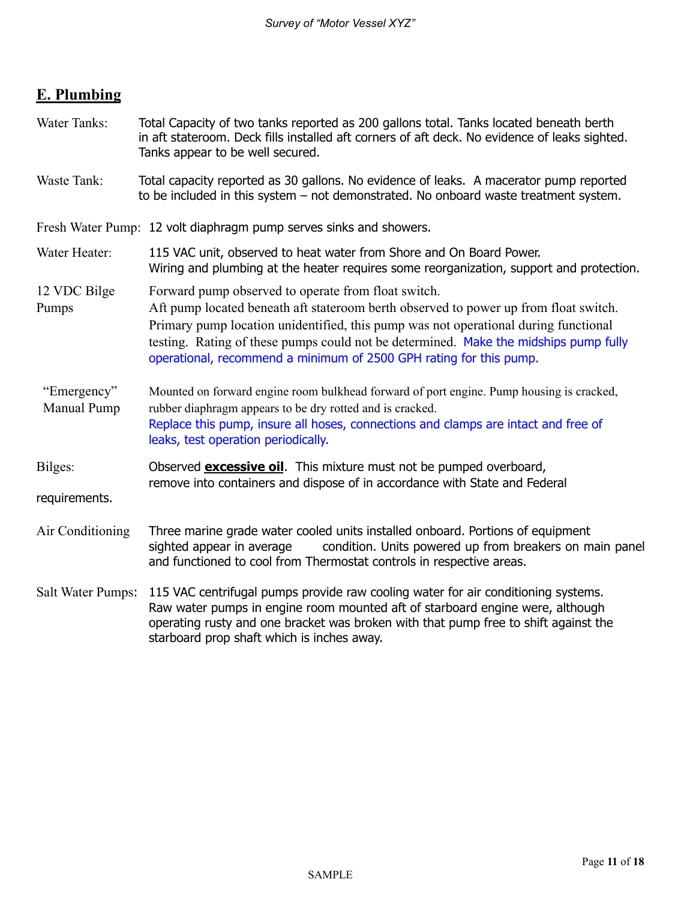## E. Plumbing

**Water Tanks:** Total Capacity of two tanks reported as 200 gallons total. Tanks located beneath berth in aft stateroom. Deck fills installed aft corners of aft deck. No evidence of leaks sighted. Tanks appear to be well secured.

**Waste Tank:** Total capacity reported as 30 gallons. No evidence of leaks. A macerator pump reported to be included in this system – not demonstrated. No onboard waste treatment system.

**Fresh Water Pump:** 12 volt diaphragm pump serves sinks and showers.

**Water Heater:** 115 VAC unit, observed to heat water from Shore and On Board Power. Wiring and plumbing at the heater requires some reorganization, support and protection.

**12 VDC Bilge Pumps:** Forward pump observed to operate from float switch. Aft pump located beneath aft stateroom berth observed to power up from float switch. Primary pump location unidentified, this pump was not operational during functional testing. Rating of these pumps could not be determined. Make the midships pump fully operational, recommend a minimum of 2500 GPH rating for this pump.

**"Emergency" Manual Pump:** Mounted on forward engine room bulkhead forward of port engine. Pump housing is cracked, rubber diaphragm appears to be dry rotted and is cracked. Replace this pump, insure all hoses, connections and clamps are intact and free of leaks, test operation periodically.

**Bilges:** Observed **excessive oil**. This mixture must not be pumped overboard, remove into containers and dispose of in accordance with State and Federal requirements.

**Air Conditioning:** Three marine grade water cooled units installed onboard. Portions of equipment sighted appear in average condition. Units powered up from breakers on main panel and functioned to cool from Thermostat controls in respective areas.

**Salt Water Pumps:** 115 VAC centrifugal pumps provide raw cooling water for air conditioning systems. Raw water pumps in engine room mounted aft of starboard engine were, although operating rusty and one bracket was broken with that pump free to shift against the starboard prop shaft which is inches away.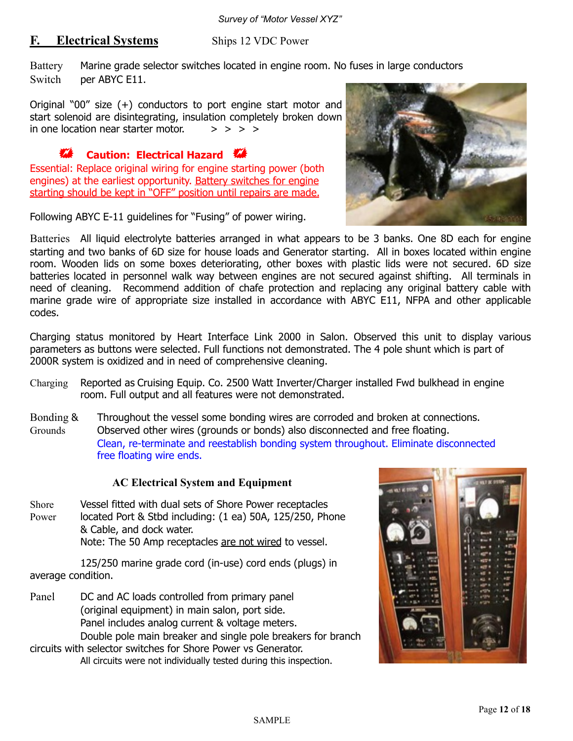## F. Electrical Systems

Ships 12 VDC Power

Battery Switch — Marine grade selector switches located in engine room. No fuses in large conductors per ABYC E11.

Original "00" size (+) conductors to port engine start motor and start solenoid are disintegrating, insulation completely broken down in one location near starter motor. > > > >

**Caution: Electrical Hazard**

Essential: Replace original wiring for engine starting power (both engines) at the earliest opportunity. Battery switches for engine starting should be kept in "OFF" position until repairs are made.

Following ABYC E-11 guidelines for "Fusing" of power wiring.

Batteries — All liquid electrolyte batteries arranged in what appears to be 3 banks. One 8D each for engine starting and two banks of 6D size for house loads and Generator starting. All in boxes located within engine room. Wooden lids on some boxes deteriorating, other boxes with plastic lids were not secured. 6D size batteries located in personnel walk way between engines are not secured against shifting. All terminals in need of cleaning. Recommend addition of chafe protection and replacing any original battery cable with marine grade wire of appropriate size installed in accordance with ABYC E11, NFPA and other applicable codes.

Charging status monitored by Heart Interface Link 2000 in Salon. Observed this unit to display various parameters as buttons were selected. Full functions not demonstrated. The 4 pole shunt which is part of 2000R system is oxidized and in need of comprehensive cleaning.

Charging — Reported as Cruising Equip. Co. 2500 Watt Inverter/Charger installed Fwd bulkhead in engine room. Full output and all features were not demonstrated.

Bonding & Grounds — Throughout the vessel some bonding wires are corroded and broken at connections. Observed other wires (grounds or bonds) also disconnected and free floating.
Clean, re-terminate and reestablish bonding system throughout. Eliminate disconnected free floating wire ends.

### AC Electrical System and Equipment

Shore Power — Vessel fitted with dual sets of Shore Power receptacles located Port & Stbd including: (1 ea) 50A, 125/250, Phone & Cable, and dock water.
Note: The 50 Amp receptacles are not wired to vessel.

125/250 marine grade cord (in-use) cord ends (plugs) in average condition.

Panel — DC and AC loads controlled from primary panel (original equipment) in main salon, port side.
Panel includes analog current & voltage meters.
Double pole main breaker and single pole breakers for branch circuits with selector switches for Shore Power vs Generator.
All circuits were not individually tested during this inspection.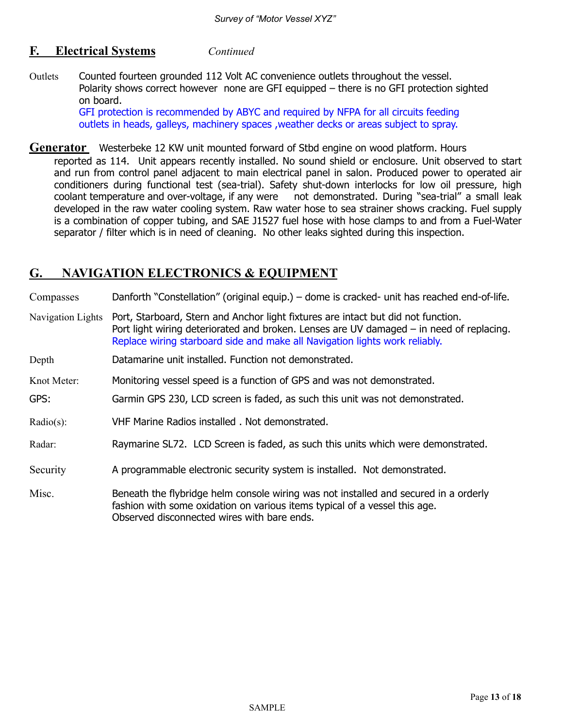## F. Electrical Systems *Continued*

Outlets — Counted fourteen grounded 112 Volt AC convenience outlets throughout the vessel. Polarity shows correct however none are GFI equipped – there is no GFI protection sighted on board.
GFI protection is recommended by ABYC and required by NFPA for all circuits feeding outlets in heads, galleys, machinery spaces ,weather decks or areas subject to spray.

**Generator** Westerbeke 12 KW unit mounted forward of Stbd engine on wood platform. Hours reported as 114. Unit appears recently installed. No sound shield or enclosure. Unit observed to start and run from control panel adjacent to main electrical panel in salon. Produced power to operated air conditioners during functional test (sea-trial). Safety shut-down interlocks for low oil pressure, high coolant temperature and over-voltage, if any were not demonstrated. During "sea-trial" a small leak developed in the raw water cooling system. Raw water hose to sea strainer shows cracking. Fuel supply is a combination of copper tubing, and SAE J1527 fuel hose with hose clamps to and from a Fuel-Water separator / filter which is in need of cleaning. No other leaks sighted during this inspection.

## G. NAVIGATION ELECTRONICS & EQUIPMENT

Compasses — Danforth "Constellation" (original equip.) – dome is cracked- unit has reached end-of-life.

Navigation Lights — Port, Starboard, Stern and Anchor light fixtures are intact but did not function. Port light wiring deteriorated and broken. Lenses are UV damaged – in need of replacing.
Replace wiring starboard side and make all Navigation lights work reliably.

Depth — Datamarine unit installed. Function not demonstrated.

Knot Meter: — Monitoring vessel speed is a function of GPS and was not demonstrated.

GPS: — Garmin GPS 230, LCD screen is faded, as such this unit was not demonstrated.

Radio(s): — VHF Marine Radios installed . Not demonstrated.

Radar: — Raymarine SL72. LCD Screen is faded, as such this units which were demonstrated.

Security — A programmable electronic security system is installed. Not demonstrated.

Misc. — Beneath the flybridge helm console wiring was not installed and secured in a orderly fashion with some oxidation on various items typical of a vessel this age.
Observed disconnected wires with bare ends.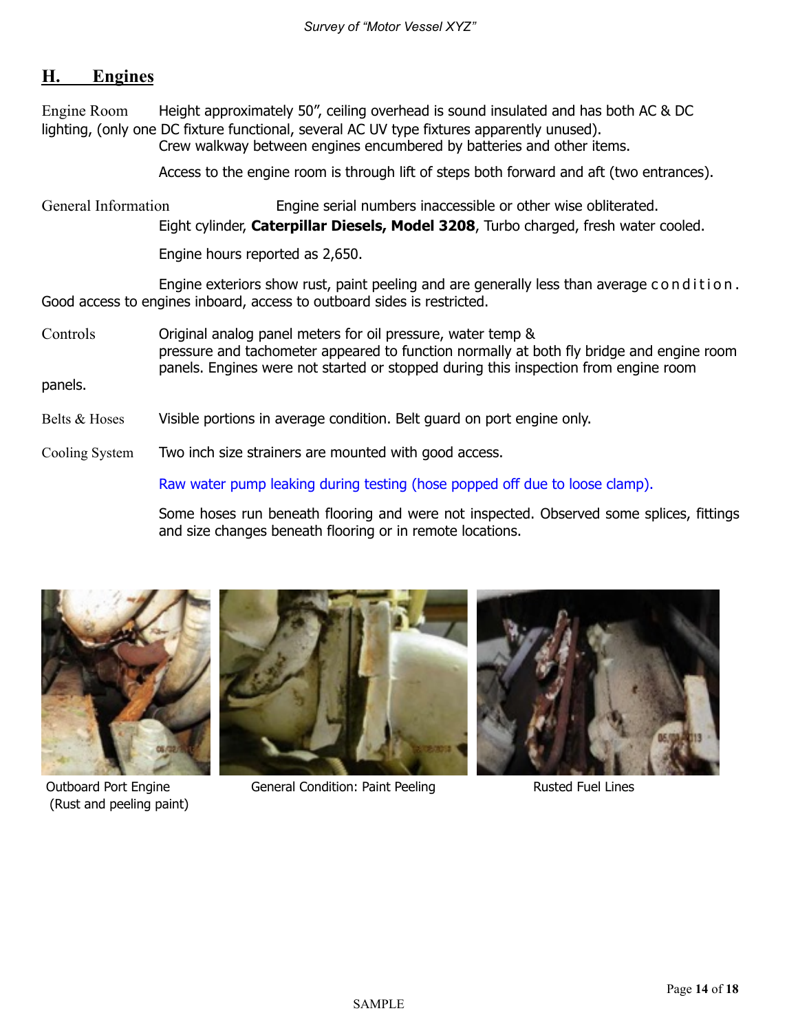## H. Engines

**Engine Room** Height approximately 50", ceiling overhead is sound insulated and has both AC & DC lighting, (only one DC fixture functional, several AC UV type fixtures apparently unused).
Crew walkway between engines encumbered by batteries and other items.

Access to the engine room is through lift of steps both forward and aft (two entrances).

**General Information** Engine serial numbers inaccessible or other wise obliterated.
Eight cylinder, **Caterpillar Diesels, Model 3208**, Turbo charged, fresh water cooled.

Engine hours reported as 2,650.

Engine exteriors show rust, paint peeling and are generally less than average condition. Good access to engines inboard, access to outboard sides is restricted.

**Controls** Original analog panel meters for oil pressure, water temp & pressure and tachometer appeared to function normally at both fly bridge and engine room panels. Engines were not started or stopped during this inspection from engine room panels.

**Belts & Hoses** Visible portions in average condition. Belt guard on port engine only.

**Cooling System** Two inch size strainers are mounted with good access.

Raw water pump leaking during testing (hose popped off due to loose clamp).

Some hoses run beneath flooring and were not inspected. Observed some splices, fittings and size changes beneath flooring or in remote locations.

Outboard Port Engine (Rust and peeling paint)

General Condition: Paint Peeling

Rusted Fuel Lines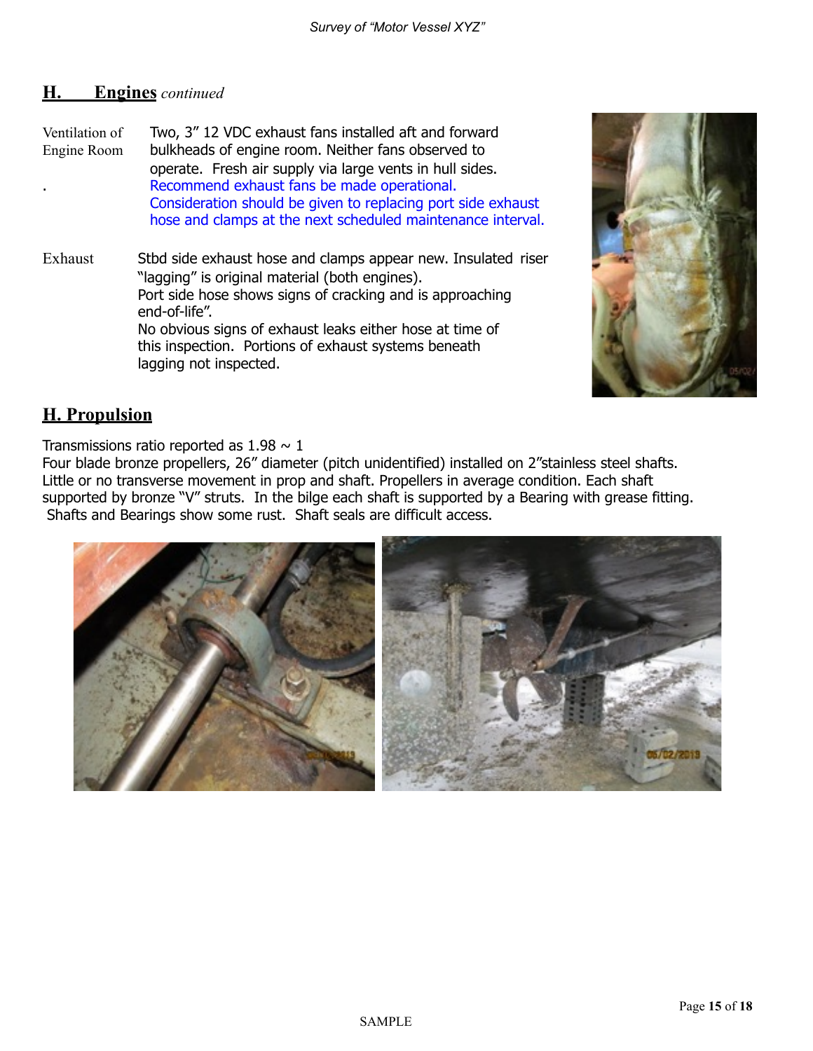## H. Engines *continued*

**Ventilation of Engine Room**

Two, 3” 12 VDC exhaust fans installed aft and forward bulkheads of engine room. Neither fans observed to operate. Fresh air supply via large vents in hull sides.

Recommend exhaust fans be made operational.
Consideration should be given to replacing port side exhaust hose and clamps at the next scheduled maintenance interval.

**Exhaust**

Stbd side exhaust hose and clamps appear new. Insulated riser “lagging” is original material (both engines).
Port side hose shows signs of cracking and is approaching end-of-life”.
No obvious signs of exhaust leaks either hose at time of this inspection. Portions of exhaust systems beneath lagging not inspected.

## H. Propulsion

Transmissions ratio reported as 1.98 ~ 1
Four blade bronze propellers, 26” diameter (pitch unidentified) installed on 2”stainless steel shafts. Little or no transverse movement in prop and shaft. Propellers in average condition. Each shaft supported by bronze “V” struts. In the bilge each shaft is supported by a Bearing with grease fitting. Shafts and Bearings show some rust. Shaft seals are difficult access.

SAMPLE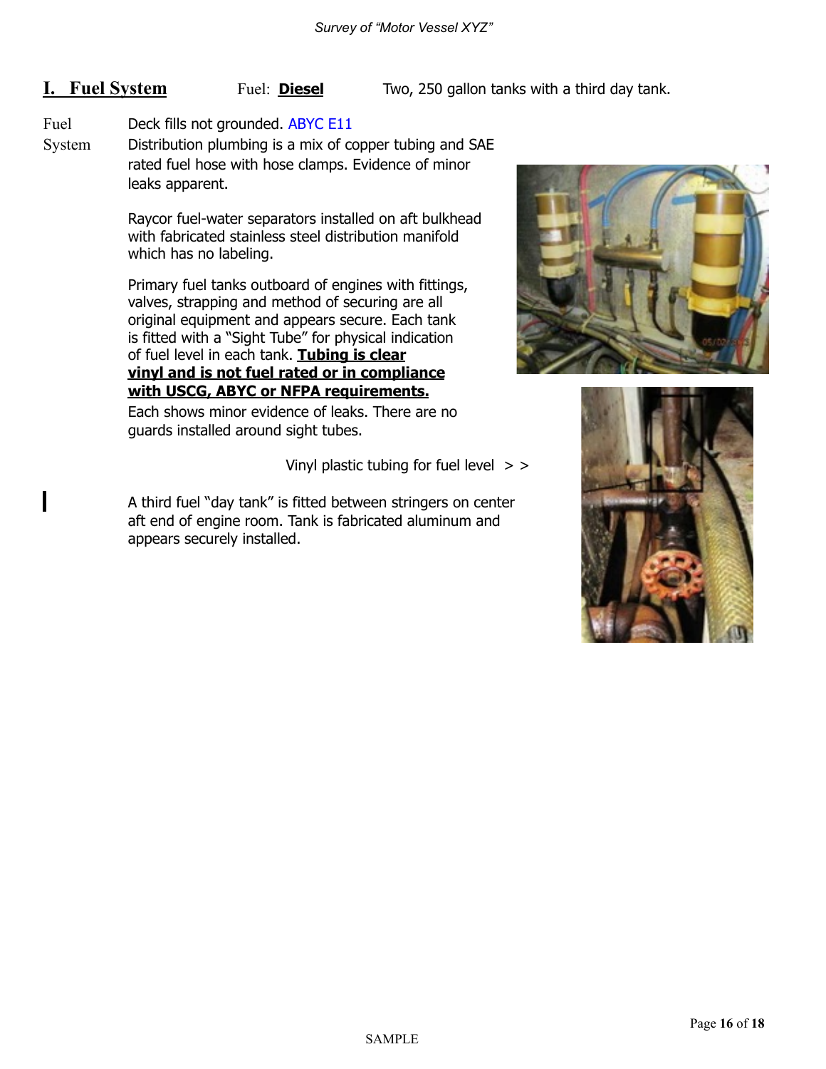## I. Fuel System

Fuel: **Diesel**

Two, 250 gallon tanks with a third day tank.

**Fuel System**

Deck fills not grounded. ABYC E11

Distribution plumbing is a mix of copper tubing and SAE rated fuel hose with hose clamps. Evidence of minor leaks apparent.

Raycor fuel-water separators installed on aft bulkhead with fabricated stainless steel distribution manifold which has no labeling.

Primary fuel tanks outboard of engines with fittings, valves, strapping and method of securing are all original equipment and appears secure. Each tank is fitted with a "Sight Tube" for physical indication of fuel level in each tank. **Tubing is clear vinyl and is not fuel rated or in compliance with USCG, ABYC or NFPA requirements.** Each shows minor evidence of leaks. There are no guards installed around sight tubes.

Vinyl plastic tubing for fuel level > >

A third fuel "day tank" is fitted between stringers on center aft end of engine room. Tank is fabricated aluminum and appears securely installed.

SAMPLE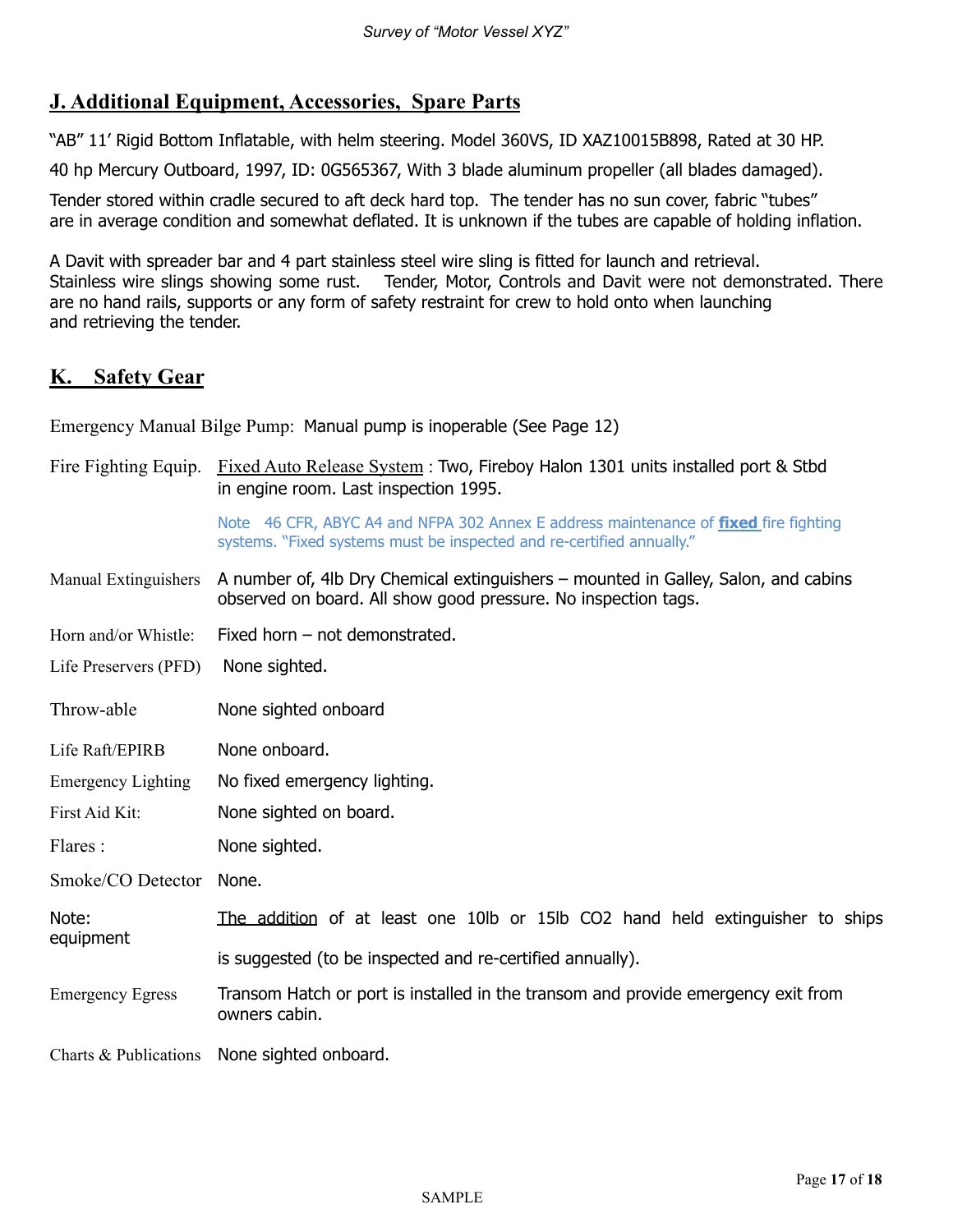## J. Additional Equipment, Accessories, Spare Parts

"AB" 11' Rigid Bottom Inflatable, with helm steering. Model 360VS, ID XAZ10015B898, Rated at 30 HP.

40 hp Mercury Outboard, 1997, ID: 0G565367, With 3 blade aluminum propeller (all blades damaged).

Tender stored within cradle secured to aft deck hard top. The tender has no sun cover, fabric "tubes" are in average condition and somewhat deflated. It is unknown if the tubes are capable of holding inflation.

A Davit with spreader bar and 4 part stainless steel wire sling is fitted for launch and retrieval. Stainless wire slings showing some rust. Tender, Motor, Controls and Davit were not demonstrated. There are no hand rails, supports or any form of safety restraint for crew to hold onto when launching and retrieving the tender.

## K. Safety Gear

Emergency Manual Bilge Pump: Manual pump is inoperable (See Page 12)

| | |
|---|---|
| Fire Fighting Equip. | Fixed Auto Release System : Two, Fireboy Halon 1301 units installed port & Stbd in engine room. Last inspection 1995. |
| | Note 46 CFR, ABYC A4 and NFPA 302 Annex E address maintenance of **fixed** fire fighting systems. "Fixed systems must be inspected and re-certified annually." |
| Manual Extinguishers | A number of, 4lb Dry Chemical extinguishers – mounted in Galley, Salon, and cabins observed on board. All show good pressure. No inspection tags. |
| Horn and/or Whistle: | Fixed horn – not demonstrated. |
| Life Preservers (PFD) | None sighted. |
| Throw-able | None sighted onboard |
| Life Raft/EPIRB | None onboard. |
| Emergency Lighting | No fixed emergency lighting. |
| First Aid Kit: | None sighted on board. |
| Flares : | None sighted. |
| Smoke/CO Detector | None. |
| Note: equipment | The addition of at least one 10lb or 15lb CO2 hand held extinguisher to ships is suggested (to be inspected and re-certified annually). |
| Emergency Egress | Transom Hatch or port is installed in the transom and provide emergency exit from owners cabin. |
| Charts & Publications | None sighted onboard. |

SAMPLE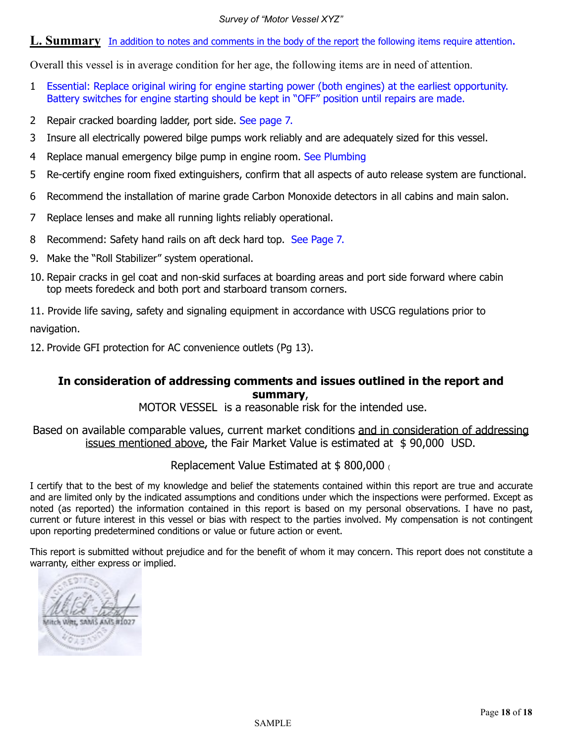## L. Summary

In addition to notes and comments in the body of the report the following items require attention.

Overall this vessel is in average condition for her age, the following items are in need of attention.

1. Essential: Replace original wiring for engine starting power (both engines) at the earliest opportunity. Battery switches for engine starting should be kept in "OFF" position until repairs are made.
2. Repair cracked boarding ladder, port side. See page 7.
3. Insure all electrically powered bilge pumps work reliably and are adequately sized for this vessel.
4. Replace manual emergency bilge pump in engine room. See Plumbing
5. Re-certify engine room fixed extinguishers, confirm that all aspects of auto release system are functional.
6. Recommend the installation of marine grade Carbon Monoxide detectors in all cabins and main salon.
7. Replace lenses and make all running lights reliably operational.
8. Recommend: Safety hand rails on aft deck hard top. See Page 7.
9. Make the "Roll Stabilizer" system operational.
10. Repair cracks in gel coat and non-skid surfaces at boarding areas and port side forward where cabin top meets foredeck and both port and starboard transom corners.
11. Provide life saving, safety and signaling equipment in accordance with USCG regulations prior to navigation.
12. Provide GFI protection for AC convenience outlets (Pg 13).

**In consideration of addressing comments and issues outlined in the report and summary**,
MOTOR VESSEL is a reasonable risk for the intended use.

Based on available comparable values, current market conditions and in consideration of addressing issues mentioned above, the Fair Market Value is estimated at $ 90,000 USD.

Replacement Value Estimated at $ 800,000 (

I certify that to the best of my knowledge and belief the statements contained within this report are true and accurate and are limited only by the indicated assumptions and conditions under which the inspections were performed. Except as noted (as reported) the information contained in this report is based on my personal observations. I have no past, current or future interest in this vessel or bias with respect to the parties involved. My compensation is not contingent upon reporting predetermined conditions or value or future action or event.

This report is submitted without prejudice and for the benefit of whom it may concern. This report does not constitute a warranty, either express or implied.

Mitch Witt, SAMS AMS #1027

SAMPLE